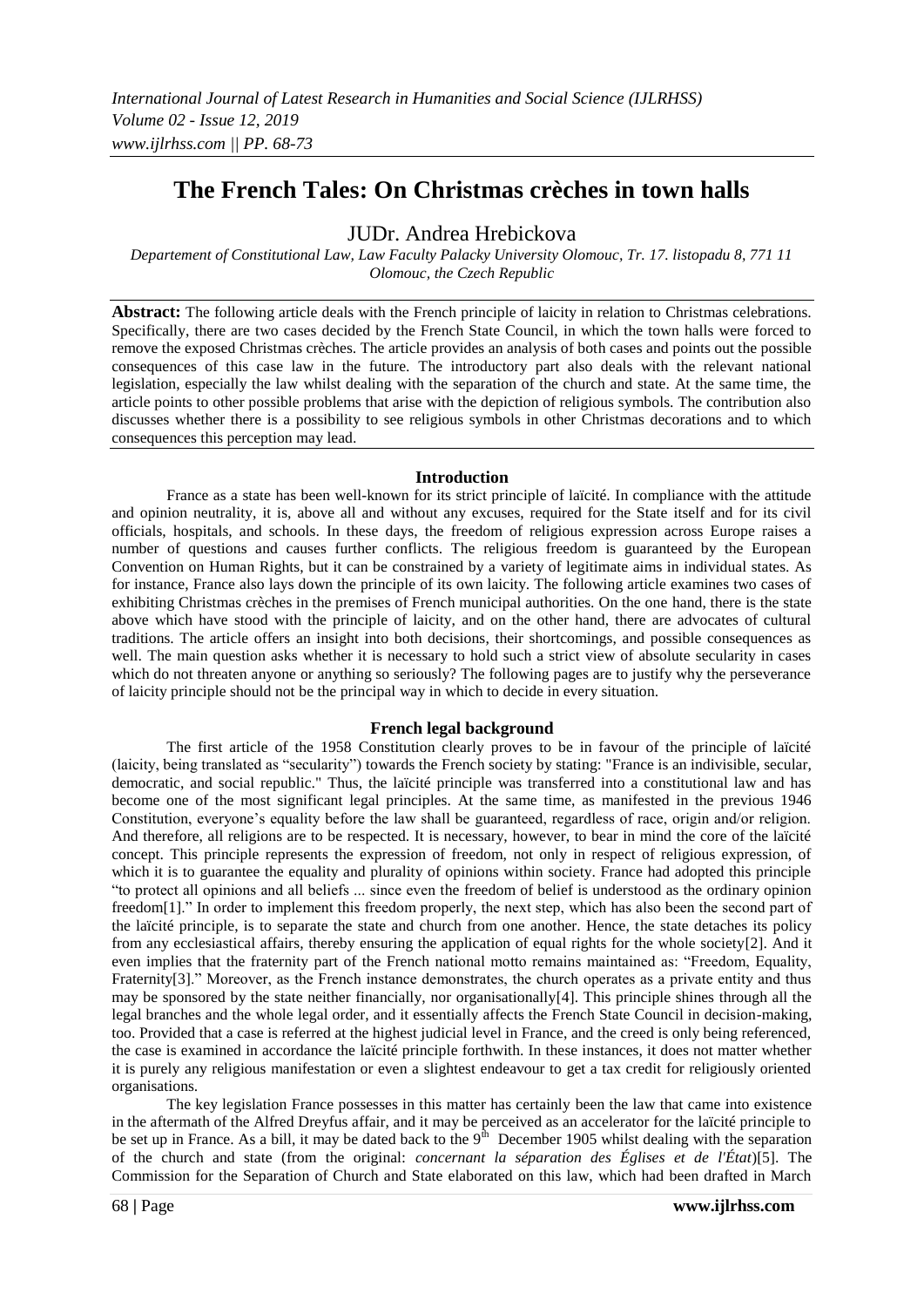# The French Tales: On Christmas crèches in town halls

JUDr. Andrea Hrebickova

*Departement of Constitutional Law, Law Faculty Palacky University Olomouc, Tr. 17. listopadu 8, 771 11 Olomouc, the Czech Republic*

**Abstract:** The following article deals with the French principle of laicity in relation to Christmas celebrations. Specifically, there are two cases decided by the French State Council, in which the town halls were forced to remove the exposed Christmas crèches. The article provides an analysis of both cases and points out the possible consequences of this case law in the future. The introductory part also deals with the relevant national legislation, especially the law whilst dealing with the separation of the church and state. At the same time, the article points to other possible problems that arise with the depiction of religious symbols. The contribution also discusses whether there is a possibility to see religious symbols in other Christmas decorations and to which consequences this perception may lead.

## Introduction

France as a state has been well-known for its strict principle of laïcité. In compliance with the attitude and opinion neutrality, it is, above all and without any excuses, required for the State itself and for its civil officials, hospitals, and schools. In these days, the freedom of religious expression across Europe raises a number of questions and causes further conflicts. The religious freedom is guaranteed by the European Convention on Human Rights, but it can be constrained by a variety of legitimate aims in individual states. As for instance, France also lays down the principle of its own laicity. The following article examines two cases of exhibiting Christmas crèches in the premises of French municipal authorities. On the one hand, there is the state above which have stood with the principle of laicity, and on the other hand, there are advocates of cultural traditions. The article offers an insight into both decisions, their shortcomings, and possible consequences as well. The main question asks whether it is necessary to hold such a strict view of absolute secularity in cases which do not threaten anyone or anything so seriously? The following pages are to justify why the perseverance of laicity principle should not be the principal way in which to decide in every situation.

## French legal background

The first article of the 1958 Constitution clearly proves to be in favour of the principle of laïcité (laicity, being translated as "secularity") towards the French society by stating: "France is an indivisible, secular, democratic, and social republic." Thus, the laïcité principle was transferred into a constitutional law and has become one of the most significant legal principles. At the same time, as manifested in the previous 1946 Constitution, everyone's equality before the law shall be guaranteed, regardless of race, origin and/or religion. And therefore, all religions are to be respected. It is necessary, however, to bear in mind the core of the laïcité concept. This principle represents the expression of freedom, not only in respect of religious expression, of which it is to guarantee the equality and plurality of opinions within society. France had adopted this principle "to protect all opinions and all beliefs ... since even the freedom of belief is understood as the ordinary opinion freedom[1]." In order to implement this freedom properly, the next step, which has also been the second part of the laïcité principle, is to separate the state and church from one another. Hence, the state detaches its policy from any ecclesiastical affairs, thereby ensuring the application of equal rights for the whole society[2]. And it even implies that the fraternity part of the French national motto remains maintained as: "Freedom, Equality, Fraternity[3]." Moreover, as the French instance demonstrates, the church operates as a private entity and thus may be sponsored by the state neither financially, nor organisationally[4]. This principle shines through all the legal branches and the whole legal order, and it essentially affects the French State Council in decision-making, too. Provided that a case is referred at the highest judicial level in France, and the creed is only being referenced, the case is examined in accordance the laïcité principle forthwith. In these instances, it does not matter whether it is purely any religious manifestation or even a slightest endeavour to get a tax credit for religiously oriented organisations.

The key legislation France possesses in this matter has certainly been the law that came into existence in the aftermath of the Alfred Dreyfus affair, and it may be perceived as an accelerator for the laïcité principle to be set up in France. As a bill, it may be dated back to the 9th December 1905 whilst dealing with the separation of the church and state (from the original: *concernant la séparation des Églises et de l'État*)[5]. The Commission for the Separation of Church and State elaborated on this law, which had been drafted in March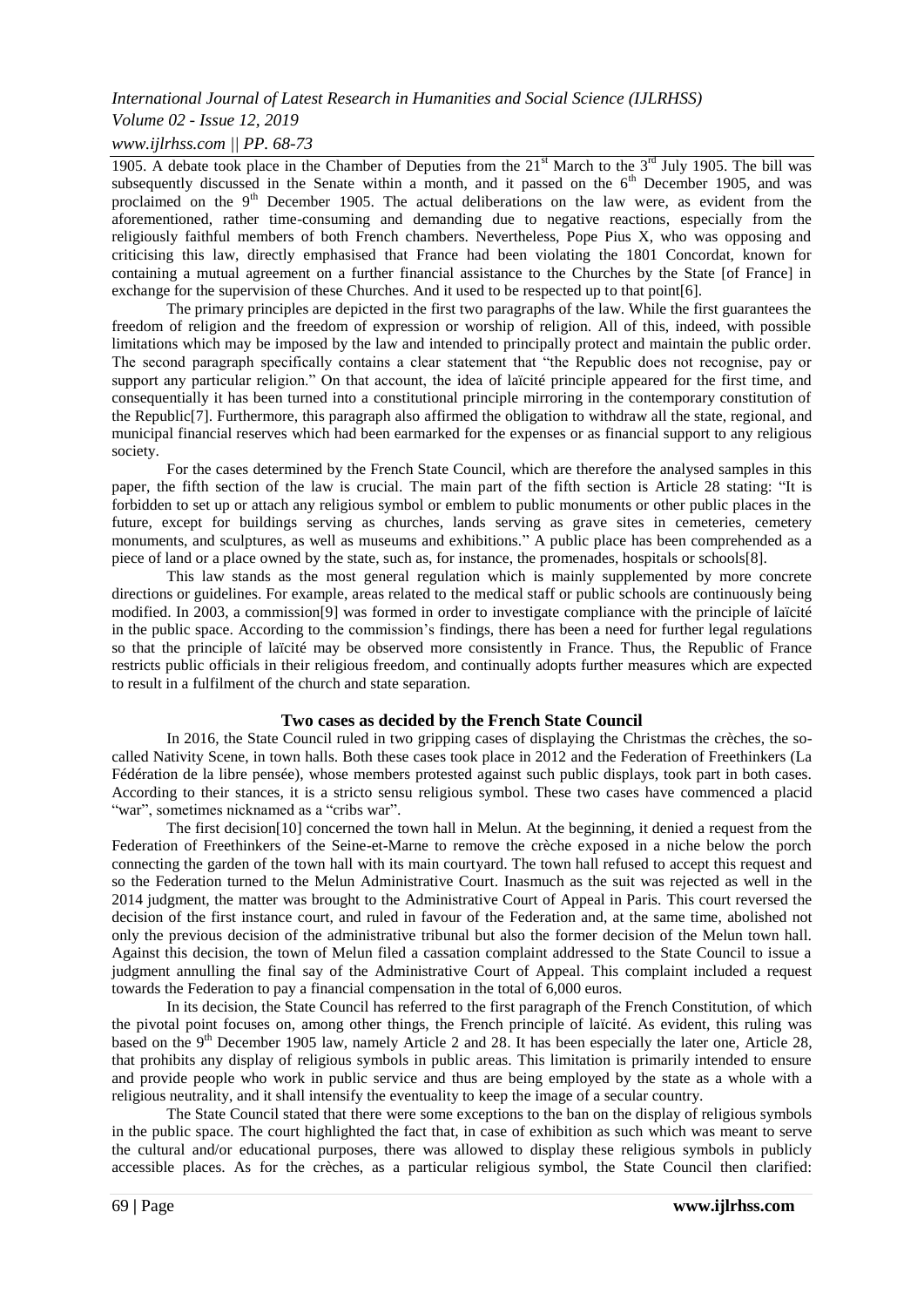1905. A debate took place in the Chamber of Deputies from the 21st March to the 3rd July 1905. The bill was subsequently discussed in the Senate within a month, and it passed on the 6th December 1905, and was proclaimed on the 9th December 1905. The actual deliberations on the law were, as evident from the aforementioned, rather time-consuming and demanding due to negative reactions, especially from the religiously faithful members of both French chambers. Nevertheless, Pope Pius X, who was opposing and criticising this law, directly emphasised that France had been violating the 1801 Concordat, known for containing a mutual agreement on a further financial assistance to the Churches by the State [of France] in exchange for the supervision of these Churches. And it used to be respected up to that point[6].

The primary principles are depicted in the first two paragraphs of the law. While the first guarantees the freedom of religion and the freedom of expression or worship of religion. All of this, indeed, with possible limitations which may be imposed by the law and intended to principally protect and maintain the public order. The second paragraph specifically contains a clear statement that "the Republic does not recognise, pay or support any particular religion." On that account, the idea of laïcité principle appeared for the first time, and consequentially it has been turned into a constitutional principle mirroring in the contemporary constitution of the Republic[7]. Furthermore, this paragraph also affirmed the obligation to withdraw all the state, regional, and municipal financial reserves which had been earmarked for the expenses or as financial support to any religious society.

For the cases determined by the French State Council, which are therefore the analysed samples in this paper, the fifth section of the law is crucial. The main part of the fifth section is Article 28 stating: "It is forbidden to set up or attach any religious symbol or emblem to public monuments or other public places in the future, except for buildings serving as churches, lands serving as grave sites in cemeteries, cemetery monuments, and sculptures, as well as museums and exhibitions." A public place has been comprehended as a piece of land or a place owned by the state, such as, for instance, the promenades, hospitals or schools[8].

This law stands as the most general regulation which is mainly supplemented by more concrete directions or guidelines. For example, areas related to the medical staff or public schools are continuously being modified. In 2003, a commission[9] was formed in order to investigate compliance with the principle of laïcité in the public space. According to the commission's findings, there has been a need for further legal regulations so that the principle of laïcité may be observed more consistently in France. Thus, the Republic of France restricts public officials in their religious freedom, and continually adopts further measures which are expected to result in a fulfilment of the church and state separation.

## Two cases as decided by the French State Council

In 2016, the State Council ruled in two gripping cases of displaying the Christmas the crèches, the so-called Nativity Scene, in town halls. Both these cases took place in 2012 and the Federation of Freethinkers (La Fédération de la libre pensée), whose members protested against such public displays, took part in both cases. According to their stances, it is a stricto sensu religious symbol. These two cases have commenced a placid "war", sometimes nicknamed as a "cribs war".

The first decision[10] concerned the town hall in Melun. At the beginning, it denied a request from the Federation of Freethinkers of the Seine-et-Marne to remove the crèche exposed in a niche below the porch connecting the garden of the town hall with its main courtyard. The town hall refused to accept this request and so the Federation turned to the Melun Administrative Court. Inasmuch as the suit was rejected as well in the 2014 judgment, the matter was brought to the Administrative Court of Appeal in Paris. This court reversed the decision of the first instance court, and ruled in favour of the Federation and, at the same time, abolished not only the previous decision of the administrative tribunal but also the former decision of the Melun town hall. Against this decision, the town of Melun filed a cassation complaint addressed to the State Council to issue a judgment annulling the final say of the Administrative Court of Appeal. This complaint included a request towards the Federation to pay a financial compensation in the total of 6,000 euros.

In its decision, the State Council has referred to the first paragraph of the French Constitution, of which the pivotal point focuses on, among other things, the French principle of laïcité. As evident, this ruling was based on the 9th December 1905 law, namely Article 2 and 28. It has been especially the later one, Article 28, that prohibits any display of religious symbols in public areas. This limitation is primarily intended to ensure and provide people who work in public service and thus are being employed by the state as a whole with a religious neutrality, and it shall intensify the eventuality to keep the image of a secular country.

The State Council stated that there were some exceptions to the ban on the display of religious symbols in the public space. The court highlighted the fact that, in case of exhibition as such which was meant to serve the cultural and/or educational purposes, there was allowed to display these religious symbols in publicly accessible places. As for the crèches, as a particular religious symbol, the State Council then clarified: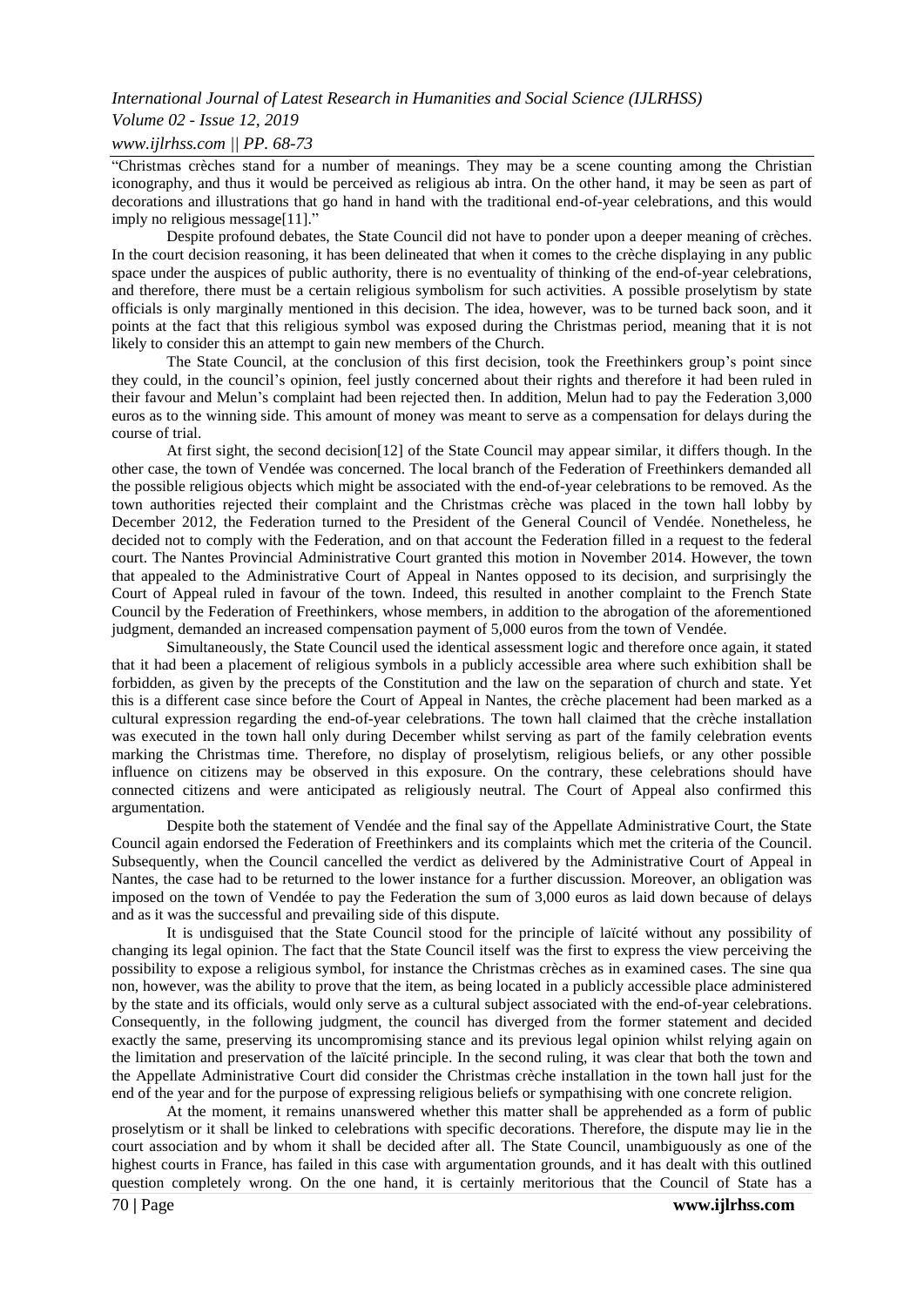"Christmas crèches stand for a number of meanings. They may be a scene counting among the Christian iconography, and thus it would be perceived as religious ab intra. On the other hand, it may be seen as part of decorations and illustrations that go hand in hand with the traditional end-of-year celebrations, and this would imply no religious message[11]."

Despite profound debates, the State Council did not have to ponder upon a deeper meaning of crèches. In the court decision reasoning, it has been delineated that when it comes to the crèche displaying in any public space under the auspices of public authority, there is no eventuality of thinking of the end-of-year celebrations, and therefore, there must be a certain religious symbolism for such activities. A possible proselytism by state officials is only marginally mentioned in this decision. The idea, however, was to be turned back soon, and it points at the fact that this religious symbol was exposed during the Christmas period, meaning that it is not likely to consider this an attempt to gain new members of the Church.

The State Council, at the conclusion of this first decision, took the Freethinkers group's point since they could, in the council's opinion, feel justly concerned about their rights and therefore it had been ruled in their favour and Melun's complaint had been rejected then. In addition, Melun had to pay the Federation 3,000 euros as to the winning side. This amount of money was meant to serve as a compensation for delays during the course of trial.

At first sight, the second decision[12] of the State Council may appear similar, it differs though. In the other case, the town of Vendée was concerned. The local branch of the Federation of Freethinkers demanded all the possible religious objects which might be associated with the end-of-year celebrations to be removed. As the town authorities rejected their complaint and the Christmas crèche was placed in the town hall lobby by December 2012, the Federation turned to the President of the General Council of Vendée. Nonetheless, he decided not to comply with the Federation, and on that account the Federation filled in a request to the federal court. The Nantes Provincial Administrative Court granted this motion in November 2014. However, the town that appealed to the Administrative Court of Appeal in Nantes opposed to its decision, and surprisingly the Court of Appeal ruled in favour of the town. Indeed, this resulted in another complaint to the French State Council by the Federation of Freethinkers, whose members, in addition to the abrogation of the aforementioned judgment, demanded an increased compensation payment of 5,000 euros from the town of Vendée.

Simultaneously, the State Council used the identical assessment logic and therefore once again, it stated that it had been a placement of religious symbols in a publicly accessible area where such exhibition shall be forbidden, as given by the precepts of the Constitution and the law on the separation of church and state. Yet this is a different case since before the Court of Appeal in Nantes, the crèche placement had been marked as a cultural expression regarding the end-of-year celebrations. The town hall claimed that the crèche installation was executed in the town hall only during December whilst serving as part of the family celebration events marking the Christmas time. Therefore, no display of proselytism, religious beliefs, or any other possible influence on citizens may be observed in this exposure. On the contrary, these celebrations should have connected citizens and were anticipated as religiously neutral. The Court of Appeal also confirmed this argumentation.

Despite both the statement of Vendée and the final say of the Appellate Administrative Court, the State Council again endorsed the Federation of Freethinkers and its complaints which met the criteria of the Council. Subsequently, when the Council cancelled the verdict as delivered by the Administrative Court of Appeal in Nantes, the case had to be returned to the lower instance for a further discussion. Moreover, an obligation was imposed on the town of Vendée to pay the Federation the sum of 3,000 euros as laid down because of delays and as it was the successful and prevailing side of this dispute.

It is undisguised that the State Council stood for the principle of laïcité without any possibility of changing its legal opinion. The fact that the State Council itself was the first to express the view perceiving the possibility to expose a religious symbol, for instance the Christmas crèches as in examined cases. The sine qua non, however, was the ability to prove that the item, as being located in a publicly accessible place administered by the state and its officials, would only serve as a cultural subject associated with the end-of-year celebrations. Consequently, in the following judgment, the council has diverged from the former statement and decided exactly the same, preserving its uncompromising stance and its previous legal opinion whilst relying again on the limitation and preservation of the laïcité principle. In the second ruling, it was clear that both the town and the Appellate Administrative Court did consider the Christmas crèche installation in the town hall just for the end of the year and for the purpose of expressing religious beliefs or sympathising with one concrete religion.

At the moment, it remains unanswered whether this matter shall be apprehended as a form of public proselytism or it shall be linked to celebrations with specific decorations. Therefore, the dispute may lie in the court association and by whom it shall be decided after all. The State Council, unambiguously as one of the highest courts in France, has failed in this case with argumentation grounds, and it has dealt with this outlined question completely wrong. On the one hand, it is certainly meritorious that the Council of State has a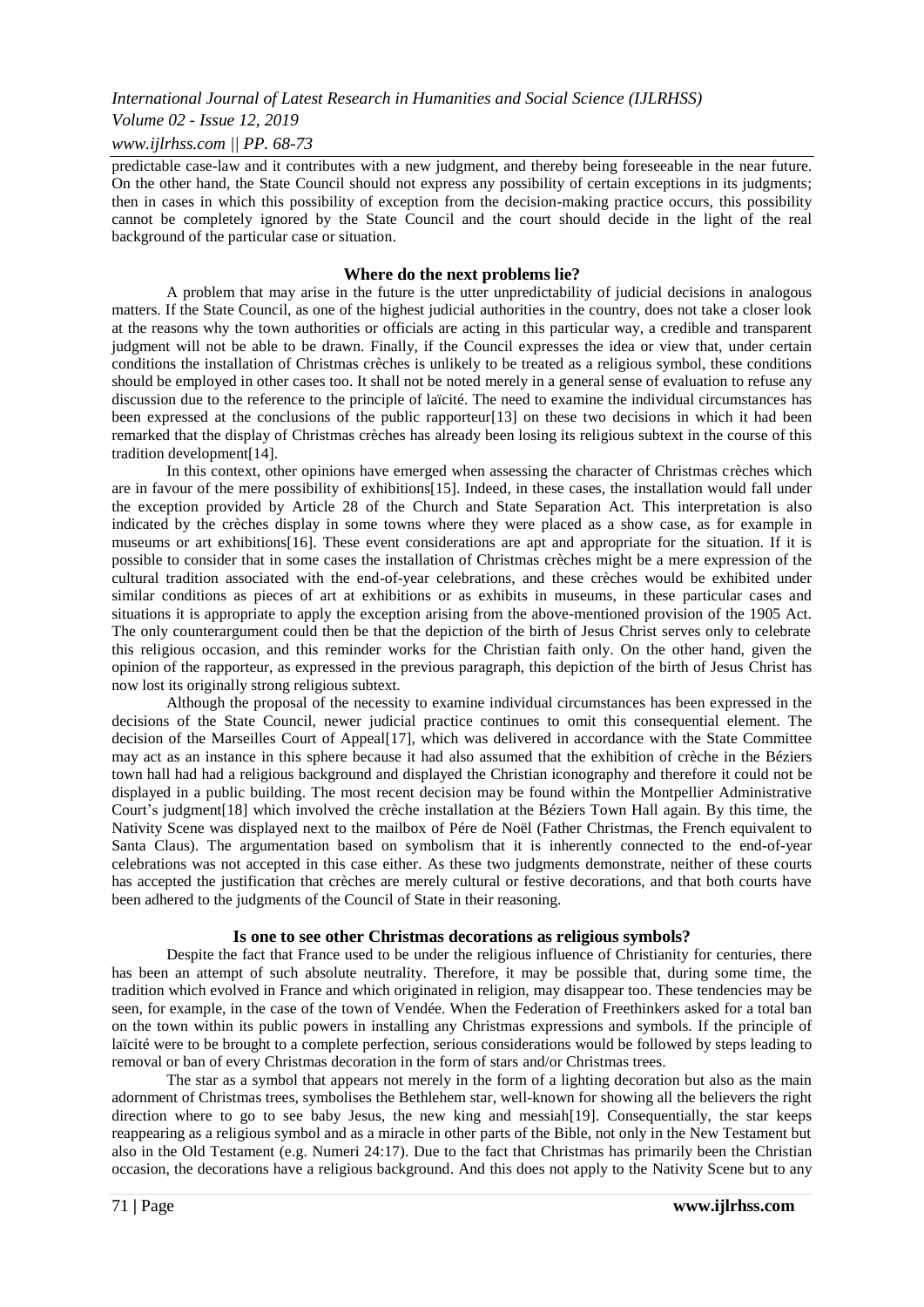predictable case-law and it contributes with a new judgment, and thereby being foreseeable in the near future. On the other hand, the State Council should not express any possibility of certain exceptions in its judgments; then in cases in which this possibility of exception from the decision-making practice occurs, this possibility cannot be completely ignored by the State Council and the court should decide in the light of the real background of the particular case or situation.

### Where do the next problems lie?

A problem that may arise in the future is the utter unpredictability of judicial decisions in analogous matters. If the State Council, as one of the highest judicial authorities in the country, does not take a closer look at the reasons why the town authorities or officials are acting in this particular way, a credible and transparent judgment will not be able to be drawn. Finally, if the Council expresses the idea or view that, under certain conditions the installation of Christmas crèches is unlikely to be treated as a religious symbol, these conditions should be employed in other cases too. It shall not be noted merely in a general sense of evaluation to refuse any discussion due to the reference to the principle of laïcité. The need to examine the individual circumstances has been expressed at the conclusions of the public rapporteur[13] on these two decisions in which it had been remarked that the display of Christmas crèches has already been losing its religious subtext in the course of this tradition development[14].

In this context, other opinions have emerged when assessing the character of Christmas crèches which are in favour of the mere possibility of exhibitions[15]. Indeed, in these cases, the installation would fall under the exception provided by Article 28 of the Church and State Separation Act. This interpretation is also indicated by the crèches display in some towns where they were placed as a show case, as for example in museums or art exhibitions[16]. These event considerations are apt and appropriate for the situation. If it is possible to consider that in some cases the installation of Christmas crèches might be a mere expression of the cultural tradition associated with the end-of-year celebrations, and these crèches would be exhibited under similar conditions as pieces of art at exhibitions or as exhibits in museums, in these particular cases and situations it is appropriate to apply the exception arising from the above-mentioned provision of the 1905 Act. The only counterargument could then be that the depiction of the birth of Jesus Christ serves only to celebrate this religious occasion, and this reminder works for the Christian faith only. On the other hand, given the opinion of the rapporteur, as expressed in the previous paragraph, this depiction of the birth of Jesus Christ has now lost its originally strong religious subtext.

Although the proposal of the necessity to examine individual circumstances has been expressed in the decisions of the State Council, newer judicial practice continues to omit this consequential element. The decision of the Marseilles Court of Appeal[17], which was delivered in accordance with the State Committee may act as an instance in this sphere because it had also assumed that the exhibition of crèche in the Béziers town hall had had a religious background and displayed the Christian iconography and therefore it could not be displayed in a public building. The most recent decision may be found within the Montpellier Administrative Court's judgment[18] which involved the crèche installation at the Béziers Town Hall again. By this time, the Nativity Scene was displayed next to the mailbox of Pére de Noël (Father Christmas, the French equivalent to Santa Claus). The argumentation based on symbolism that it is inherently connected to the end-of-year celebrations was not accepted in this case either. As these two judgments demonstrate, neither of these courts has accepted the justification that crèches are merely cultural or festive decorations, and that both courts have been adhered to the judgments of the Council of State in their reasoning.

### Is one to see other Christmas decorations as religious symbols?

Despite the fact that France used to be under the religious influence of Christianity for centuries, there has been an attempt of such absolute neutrality. Therefore, it may be possible that, during some time, the tradition which evolved in France and which originated in religion, may disappear too. These tendencies may be seen, for example, in the case of the town of Vendée. When the Federation of Freethinkers asked for a total ban on the town within its public powers in installing any Christmas expressions and symbols. If the principle of laïcité were to be brought to a complete perfection, serious considerations would be followed by steps leading to removal or ban of every Christmas decoration in the form of stars and/or Christmas trees.

The star as a symbol that appears not merely in the form of a lighting decoration but also as the main adornment of Christmas trees, symbolises the Bethlehem star, well-known for showing all the believers the right direction where to go to see baby Jesus, the new king and messiah[19]. Consequentially, the star keeps reappearing as a religious symbol and as a miracle in other parts of the Bible, not only in the New Testament but also in the Old Testament (e.g. Numeri 24:17). Due to the fact that Christmas has primarily been the Christian occasion, the decorations have a religious background. And this does not apply to the Nativity Scene but to any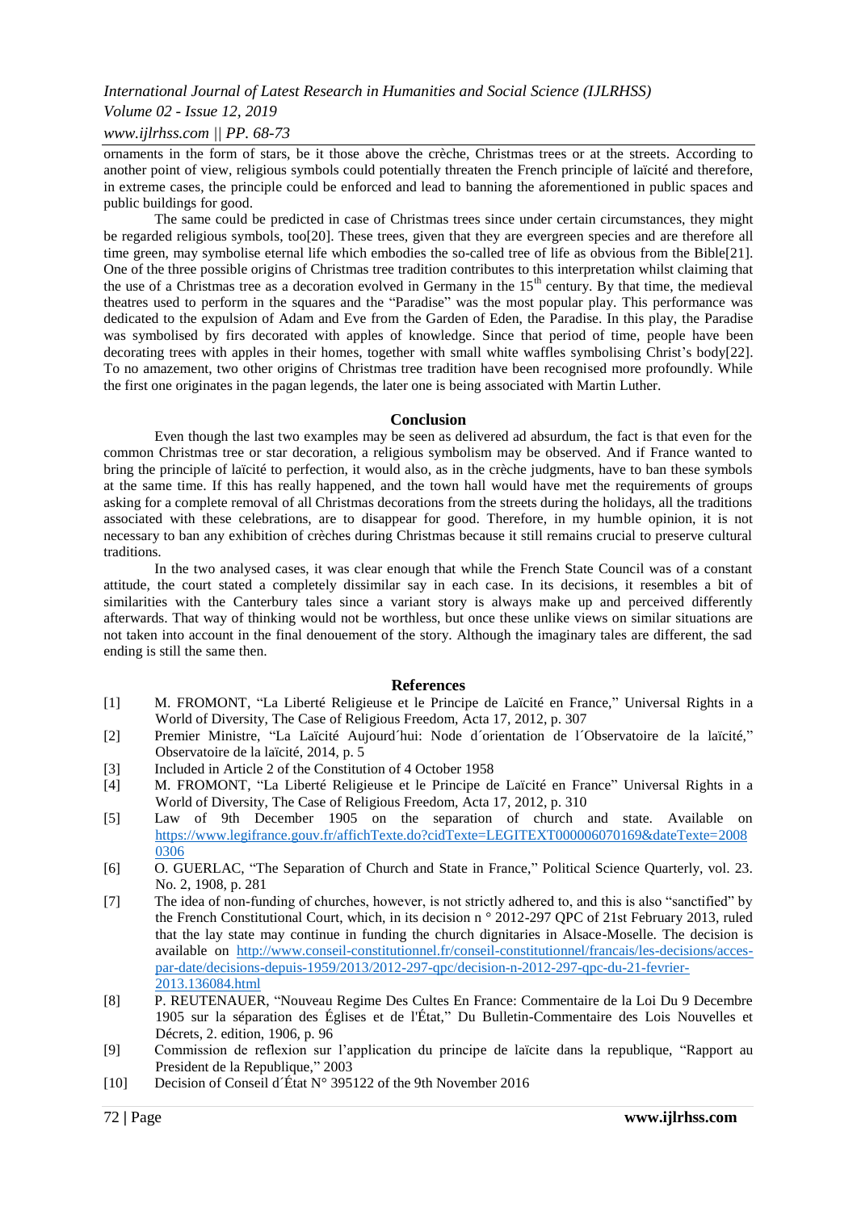ornaments in the form of stars, be it those above the crèche, Christmas trees or at the streets. According to another point of view, religious symbols could potentially threaten the French principle of laïcité and therefore, in extreme cases, the principle could be enforced and lead to banning the aforementioned in public spaces and public buildings for good.

The same could be predicted in case of Christmas trees since under certain circumstances, they might be regarded religious symbols, too[20]. These trees, given that they are evergreen species and are therefore all time green, may symbolise eternal life which embodies the so-called tree of life as obvious from the Bible[21]. One of the three possible origins of Christmas tree tradition contributes to this interpretation whilst claiming that the use of a Christmas tree as a decoration evolved in Germany in the 15th century. By that time, the medieval theatres used to perform in the squares and the "Paradise" was the most popular play. This performance was dedicated to the expulsion of Adam and Eve from the Garden of Eden, the Paradise. In this play, the Paradise was symbolised by firs decorated with apples of knowledge. Since that period of time, people have been decorating trees with apples in their homes, together with small white waffles symbolising Christ's body[22]. To no amazement, two other origins of Christmas tree tradition have been recognised more profoundly. While the first one originates in the pagan legends, the later one is being associated with Martin Luther.

## Conclusion

Even though the last two examples may be seen as delivered ad absurdum, the fact is that even for the common Christmas tree or star decoration, a religious symbolism may be observed. And if France wanted to bring the principle of laïcité to perfection, it would also, as in the crèche judgments, have to ban these symbols at the same time. If this has really happened, and the town hall would have met the requirements of groups asking for a complete removal of all Christmas decorations from the streets during the holidays, all the traditions associated with these celebrations, are to disappear for good. Therefore, in my humble opinion, it is not necessary to ban any exhibition of crèches during Christmas because it still remains crucial to preserve cultural traditions.

In the two analysed cases, it was clear enough that while the French State Council was of a constant attitude, the court stated a completely dissimilar say in each case. In its decisions, it resembles a bit of similarities with the Canterbury tales since a variant story is always make up and perceived differently afterwards. That way of thinking would not be worthless, but once these unlike views on similar situations are not taken into account in the final denouement of the story. Although the imaginary tales are different, the sad ending is still the same then.

## References

[1] M. FROMONT, "La Liberté Religieuse et le Principe de Laïcité en France," Universal Rights in a World of Diversity, The Case of Religious Freedom, Acta 17, 2012, p. 307

[2] Premier Ministre, "La Laïcité Aujourd´hui: Node d´orientation de l´Observatoire de la laïcité," Observatoire de la laïcité, 2014, p. 5

[3] Included in Article 2 of the Constitution of 4 October 1958

[4] M. FROMONT, "La Liberté Religieuse et le Principe de Laïcité en France" Universal Rights in a World of Diversity, The Case of Religious Freedom, Acta 17, 2012, p. 310

[5] Law of 9th December 1905 on the separation of church and state. Available on https://www.legifrance.gouv.fr/affichTexte.do?cidTexte=LEGITEXT000006070169&dateTexte=20080306

[6] O. GUERLAC, "The Separation of Church and State in France," Political Science Quarterly, vol. 23. No. 2, 1908, p. 281

[7] The idea of non-funding of churches, however, is not strictly adhered to, and this is also "sanctified" by the French Constitutional Court, which, in its decision n ° 2012-297 QPC of 21st February 2013, ruled that the lay state may continue in funding the church dignitaries in Alsace-Moselle. The decision is available on http://www.conseil-constitutionnel.fr/conseil-constitutionnel/francais/les-decisions/acces-par-date/decisions-depuis-1959/2013/2012-297-qpc/decision-n-2012-297-qpc-du-21-fevrier-2013.136084.html

[8] P. REUTENAUER, "Nouveau Regime Des Cultes En France: Commentaire de la Loi Du 9 Decembre 1905 sur la séparation des Églises et de l'État," Du Bulletin-Commentaire des Lois Nouvelles et Décrets, 2. edition, 1906, p. 96

[9] Commission de reflexion sur l'application du principe de laïcite dans la republique, "Rapport au President de la Republique," 2003

[10] Decision of Conseil d´État N° 395122 of the 9th November 2016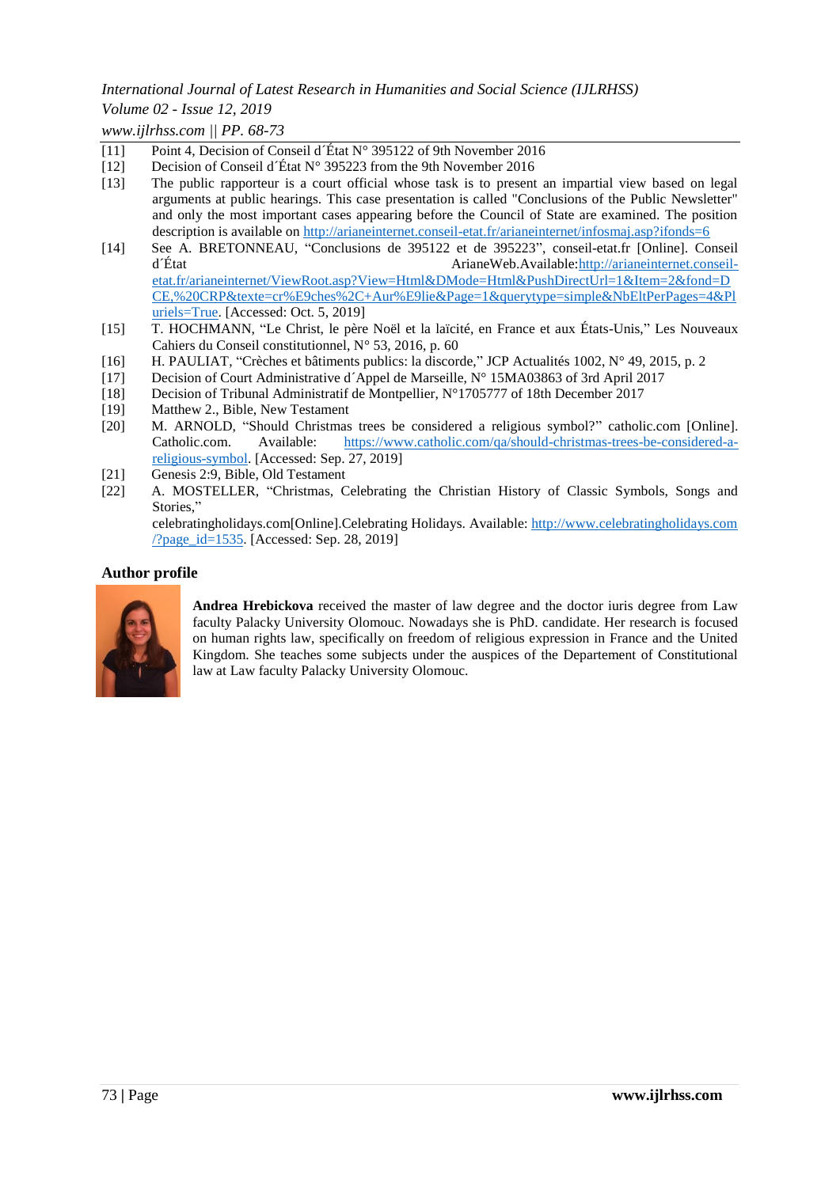[11] Point 4, Decision of Conseil d´État N° 395122 of 9th November 2016

[12] Decision of Conseil d´État N° 395223 from the 9th November 2016

[13] The public rapporteur is a court official whose task is to present an impartial view based on legal arguments at public hearings. This case presentation is called "Conclusions of the Public Newsletter" and only the most important cases appearing before the Council of State are examined. The position description is available on http://arianeinternet.conseil-etat.fr/arianeinternet/infosmaj.asp?ifonds=6

[14] See A. BRETONNEAU, "Conclusions de 395122 et de 395223", conseil-etat.fr [Online]. Conseil d´État ArianeWeb.Available:http://arianeinternet.conseil-etat.fr/arianeinternet/ViewRoot.asp?View=Html&DMode=Html&PushDirectUrl=1&Item=2&fond=DCE,%20CRP&texte=cr%E9ches%2C+Aur%E9lie&Page=1&querytype=simple&NbEltPerPages=4&Pluriels=True. [Accessed: Oct. 5, 2019]

[15] T. HOCHMANN, "Le Christ, le père Noël et la laïcité, en France et aux États-Unis," Les Nouveaux Cahiers du Conseil constitutionnel, N° 53, 2016, p. 60

[16] H. PAULIAT, "Crèches et bâtiments publics: la discorde," JCP Actualités 1002, N° 49, 2015, p. 2

[17] Decision of Court Administrative d´Appel de Marseille, N° 15MA03863 of 3rd April 2017

[18] Decision of Tribunal Administratif de Montpellier, N°1705777 of 18th December 2017

[19] Matthew 2., Bible, New Testament

[20] M. ARNOLD, "Should Christmas trees be considered a religious symbol?" catholic.com [Online]. Catholic.com. Available: https://www.catholic.com/qa/should-christmas-trees-be-considered-a-religious-symbol. [Accessed: Sep. 27, 2019]

[21] Genesis 2:9, Bible, Old Testament

[22] A. MOSTELLER, "Christmas, Celebrating the Christian History of Classic Symbols, Songs and Stories," celebratingholidays.com[Online].Celebrating Holidays. Available: http://www.celebratingholidays.com/?page_id=1535. [Accessed: Sep. 28, 2019]

## Author profile

**Andrea Hrebickova** received the master of law degree and the doctor iuris degree from Law faculty Palacky University Olomouc. Nowadays she is PhD. candidate. Her research is focused on human rights law, specifically on freedom of religious expression in France and the United Kingdom. She teaches some subjects under the auspices of the Departement of Constitutional law at Law faculty Palacky University Olomouc.